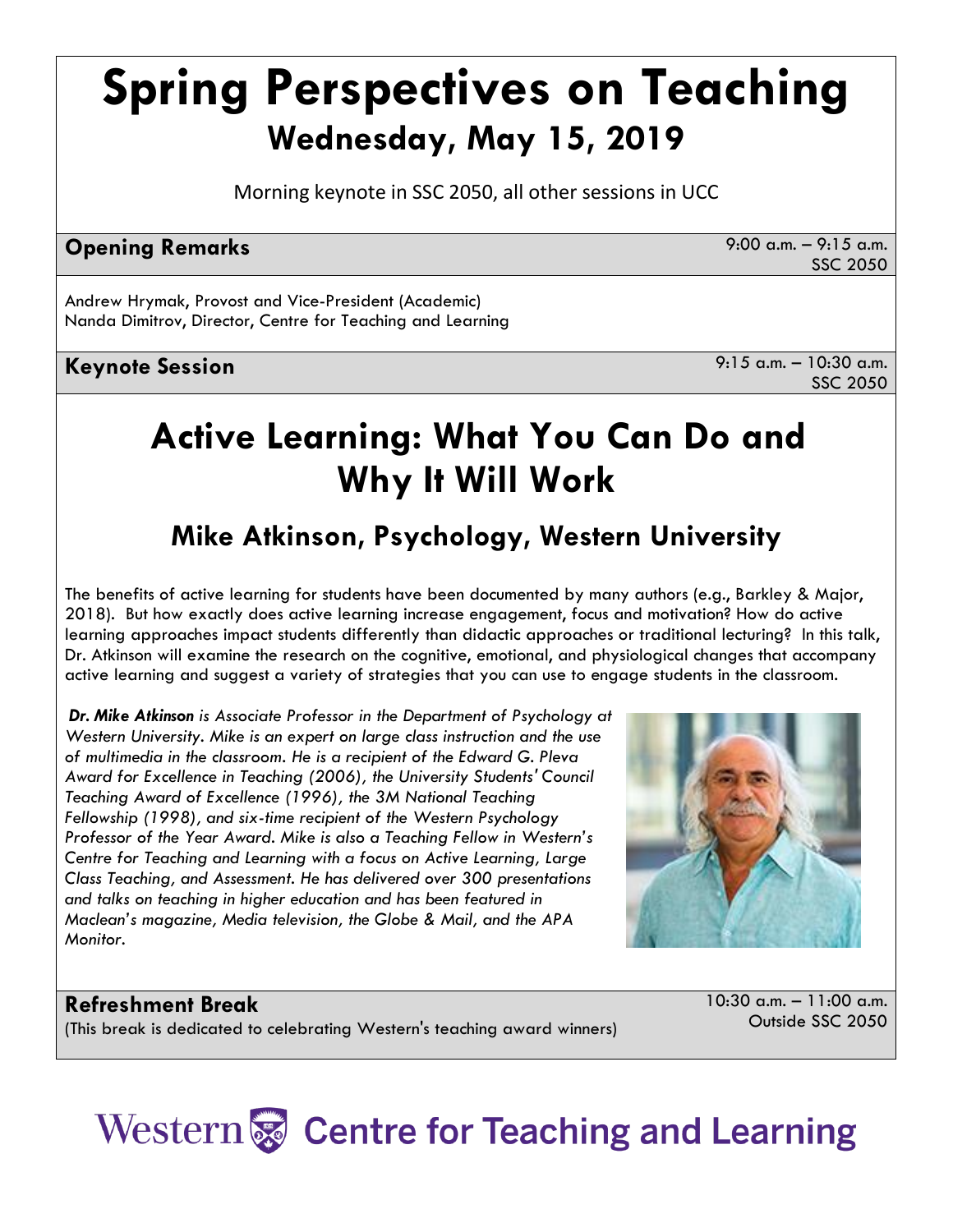# Spring Perspectives on Teaching

## Wednesday, May 15, 2019

Morning keynote in SSC 2050, all other sessions in UCC

### Opening Remarks

9:00 a.m. – 9:15 a.m.
SSC 2050

Andrew Hrymak, Provost and Vice-President (Academic)
Nanda Dimitrov, Director, Centre for Teaching and Learning

### Keynote Session

9:15 a.m. – 10:30 a.m.
SSC 2050

## Active Learning: What You Can Do and Why It Will Work

### Mike Atkinson, Psychology, Western University

The benefits of active learning for students have been documented by many authors (e.g., Barkley & Major, 2018). But how exactly does active learning increase engagement, focus and motivation? How do active learning approaches impact students differently than didactic approaches or traditional lecturing? In this talk, Dr. Atkinson will examine the research on the cognitive, emotional, and physiological changes that accompany active learning and suggest a variety of strategies that you can use to engage students in the classroom.

***Dr. Mike Atkinson** is Associate Professor in the Department of Psychology at Western University. Mike is an expert on large class instruction and the use of multimedia in the classroom. He is a recipient of the Edward G. Pleva Award for Excellence in Teaching (2006), the University Students' Council Teaching Award of Excellence (1996), the 3M National Teaching Fellowship (1998), and six-time recipient of the Western Psychology Professor of the Year Award. Mike is also a Teaching Fellow in Western's Centre for Teaching and Learning with a focus on Active Learning, Large Class Teaching, and Assessment. He has delivered over 300 presentations and talks on teaching in higher education and has been featured in Maclean's magazine, Media television, the Globe & Mail, and the APA Monitor.*

### Refreshment Break

(This break is dedicated to celebrating Western's teaching award winners)

10:30 a.m. – 11:00 a.m.
Outside SSC 2050

Western Centre for Teaching and Learning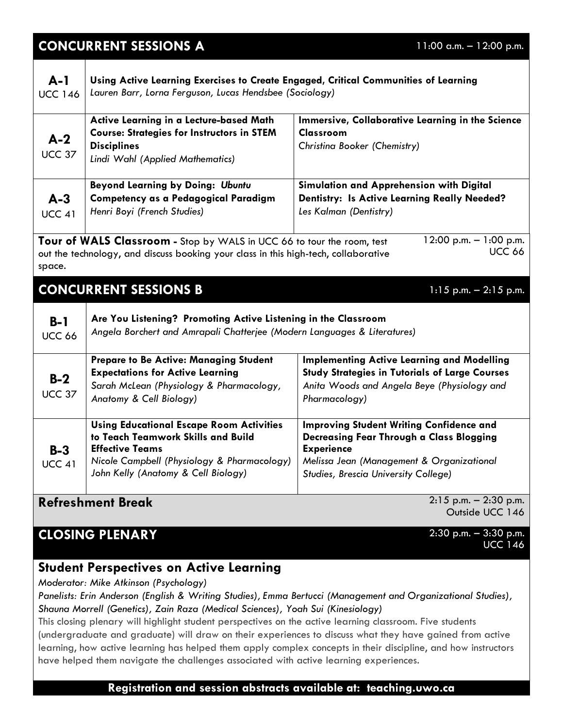## CONCURRENT SESSIONS A

11:00 a.m. – 12:00 p.m.

| Session | | |
|---|---|---|
| **A-1** UCC 146 | **Using Active Learning Exercises to Create Engaged, Critical Communities of Learning** *Lauren Barr, Lorna Ferguson, Lucas Hendsbee (Sociology)* | |
| **A-2** UCC 37 | **Active Learning in a Lecture-based Math Course: Strategies for Instructors in STEM Disciplines** *Lindi Wahl (Applied Mathematics)* | **Immersive, Collaborative Learning in the Science Classroom** *Christina Booker (Chemistry)* |
| **A-3** UCC 41 | **Beyond Learning by Doing: *Ubuntu* Competency as a Pedagogical Paradigm** *Henri Boyi (French Studies)* | **Simulation and Apprehension with Digital Dentistry: Is Active Learning Really Needed?** *Les Kalman (Dentistry)* |

**Tour of WALS Classroom -** Stop by WALS in UCC 66 to tour the room, test out the technology, and discuss booking your class in this high-tech, collaborative space.

12:00 p.m. – 1:00 p.m.
UCC 66

## CONCURRENT SESSIONS B

1:15 p.m. – 2:15 p.m.

| Session | | |
|---|---|---|
| **B-1** UCC 66 | **Are You Listening? Promoting Active Listening in the Classroom** *Angela Borchert and Amrapali Chatterjee (Modern Languages & Literatures)* | |
| **B-2** UCC 37 | **Prepare to Be Active: Managing Student Expectations for Active Learning** *Sarah McLean (Physiology & Pharmacology, Anatomy & Cell Biology)* | **Implementing Active Learning and Modelling Study Strategies in Tutorials of Large Courses** *Anita Woods and Angela Beye (Physiology and Pharmacology)* |
| **B-3** UCC 41 | **Using Educational Escape Room Activities to Teach Teamwork Skills and Build Effective Teams** *Nicole Campbell (Physiology & Pharmacology)* *John Kelly (Anatomy & Cell Biology)* | **Improving Student Writing Confidence and Decreasing Fear Through a Class Blogging Experience** *Melissa Jean (Management & Organizational Studies, Brescia University College)* |

### Refreshment Break

2:15 p.m. – 2:30 p.m.
Outside UCC 146

## CLOSING PLENARY

2:30 p.m. – 3:30 p.m.
UCC 146

### Student Perspectives on Active Learning

*Moderator: Mike Atkinson (Psychology)*

*Panelists: Erin Anderson (English & Writing Studies), Emma Bertucci (Management and Organizational Studies), Shauna Morrell (Genetics), Zain Raza (Medical Sciences), Yoah Sui (Kinesiology)*

This closing plenary will highlight student perspectives on the active learning classroom. Five students (undergraduate and graduate) will draw on their experiences to discuss what they have gained from active learning, how active learning has helped them apply complex concepts in their discipline, and how instructors have helped them navigate the challenges associated with active learning experiences.

**Registration and session abstracts available at: teaching.uwo.ca**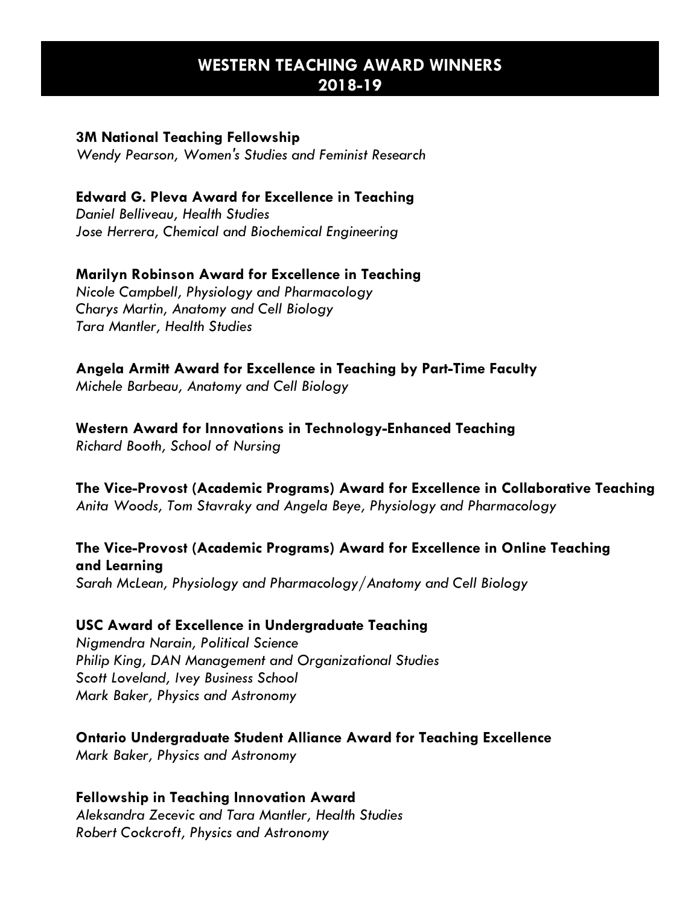# WESTERN TEACHING AWARD WINNERS 2018-19

**3M National Teaching Fellowship**
*Wendy Pearson, Women's Studies and Feminist Research*

**Edward G. Pleva Award for Excellence in Teaching**
*Daniel Belliveau, Health Studies*
*Jose Herrera, Chemical and Biochemical Engineering*

**Marilyn Robinson Award for Excellence in Teaching**
*Nicole Campbell, Physiology and Pharmacology*
*Charys Martin, Anatomy and Cell Biology*
*Tara Mantler, Health Studies*

**Angela Armitt Award for Excellence in Teaching by Part-Time Faculty**
*Michele Barbeau, Anatomy and Cell Biology*

**Western Award for Innovations in Technology-Enhanced Teaching**
*Richard Booth, School of Nursing*

**The Vice-Provost (Academic Programs) Award for Excellence in Collaborative Teaching**
*Anita Woods, Tom Stavraky and Angela Beye, Physiology and Pharmacology*

**The Vice-Provost (Academic Programs) Award for Excellence in Online Teaching and Learning**
*Sarah McLean, Physiology and Pharmacology/Anatomy and Cell Biology*

**USC Award of Excellence in Undergraduate Teaching**
*Nigmendra Narain, Political Science*
*Philip King, DAN Management and Organizational Studies*
*Scott Loveland, Ivey Business School*
*Mark Baker, Physics and Astronomy*

**Ontario Undergraduate Student Alliance Award for Teaching Excellence**
*Mark Baker, Physics and Astronomy*

**Fellowship in Teaching Innovation Award**
*Aleksandra Zecevic and Tara Mantler, Health Studies*
*Robert Cockcroft, Physics and Astronomy*